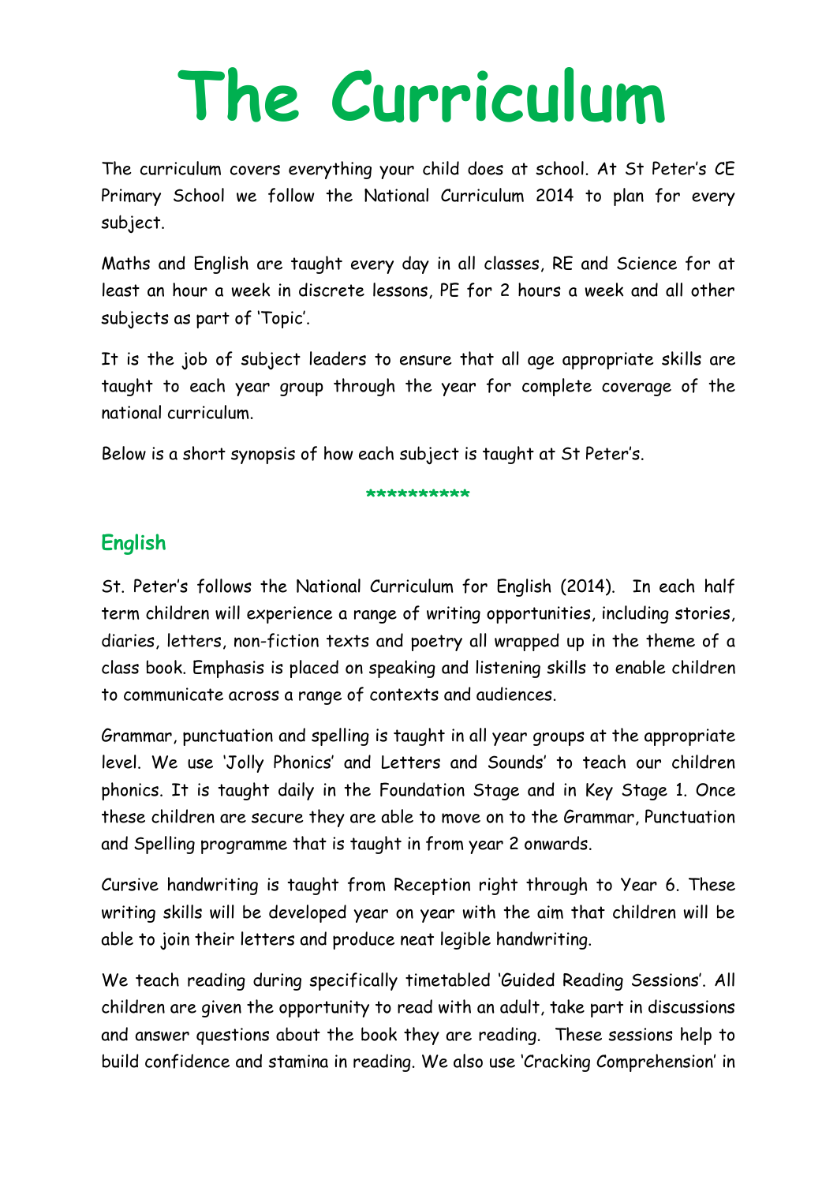# The Curriculum

The curriculum covers everything your child does at school. At St Peter's CE Primary School we follow the National Curriculum 2014 to plan for every subject.

Maths and English are taught every day in all classes, RE and Science for at least an hour a week in discrete lessons, PE for 2 hours a week and all other subjects as part of 'Topic'.

It is the job of subject leaders to ensure that all age appropriate skills are taught to each year group through the year for complete coverage of the national curriculum.

Below is a short synopsis of how each subject is taught at St Peter's.

**********

## English

St. Peter's follows the National Curriculum for English (2014). In each half term children will experience a range of writing opportunities, including stories, diaries, letters, non-fiction texts and poetry all wrapped up in the theme of a class book. Emphasis is placed on speaking and listening skills to enable children to communicate across a range of contexts and audiences.

Grammar, punctuation and spelling is taught in all year groups at the appropriate level. We use 'Jolly Phonics' and Letters and Sounds' to teach our children phonics. It is taught daily in the Foundation Stage and in Key Stage 1. Once these children are secure they are able to move on to the Grammar, Punctuation and Spelling programme that is taught in from year 2 onwards.

Cursive handwriting is taught from Reception right through to Year 6. These writing skills will be developed year on year with the aim that children will be able to join their letters and produce neat legible handwriting.

We teach reading during specifically timetabled 'Guided Reading Sessions'. All children are given the opportunity to read with an adult, take part in discussions and answer questions about the book they are reading. These sessions help to build confidence and stamina in reading. We also use 'Cracking Comprehension' in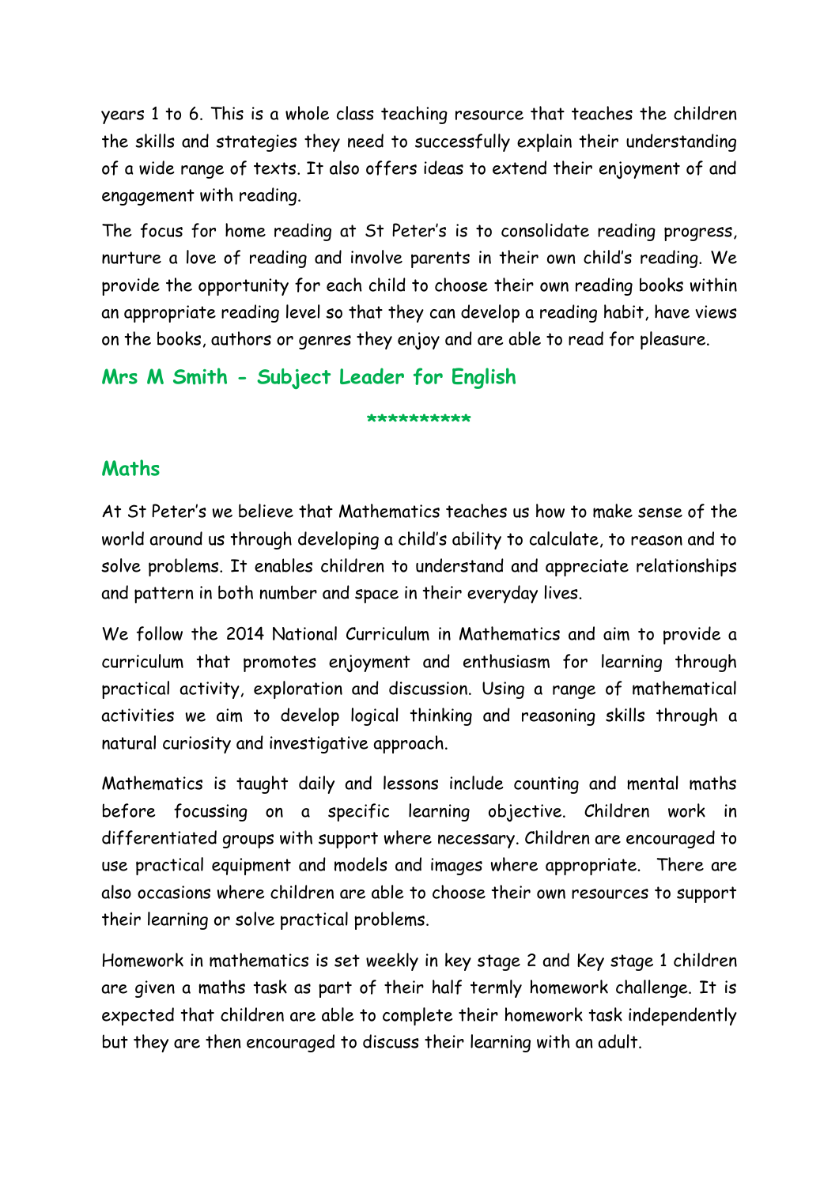years 1 to 6. This is a whole class teaching resource that teaches the children the skills and strategies they need to successfully explain their understanding of a wide range of texts. It also offers ideas to extend their enjoyment of and engagement with reading.

The focus for home reading at St Peter's is to consolidate reading progress, nurture a love of reading and involve parents in their own child's reading. We provide the opportunity for each child to choose their own reading books within an appropriate reading level so that they can develop a reading habit, have views on the books, authors or genres they enjoy and are able to read for pleasure.

**Mrs M Smith - Subject Leader for English**

**\*\*\*\*\*\*\*\*\*\***

## Maths

At St Peter's we believe that Mathematics teaches us how to make sense of the world around us through developing a child's ability to calculate, to reason and to solve problems. It enables children to understand and appreciate relationships and pattern in both number and space in their everyday lives.

We follow the 2014 National Curriculum in Mathematics and aim to provide a curriculum that promotes enjoyment and enthusiasm for learning through practical activity, exploration and discussion. Using a range of mathematical activities we aim to develop logical thinking and reasoning skills through a natural curiosity and investigative approach.

Mathematics is taught daily and lessons include counting and mental maths before focussing on a specific learning objective. Children work in differentiated groups with support where necessary. Children are encouraged to use practical equipment and models and images where appropriate. There are also occasions where children are able to choose their own resources to support their learning or solve practical problems.

Homework in mathematics is set weekly in key stage 2 and Key stage 1 children are given a maths task as part of their half termly homework challenge. It is expected that children are able to complete their homework task independently but they are then encouraged to discuss their learning with an adult.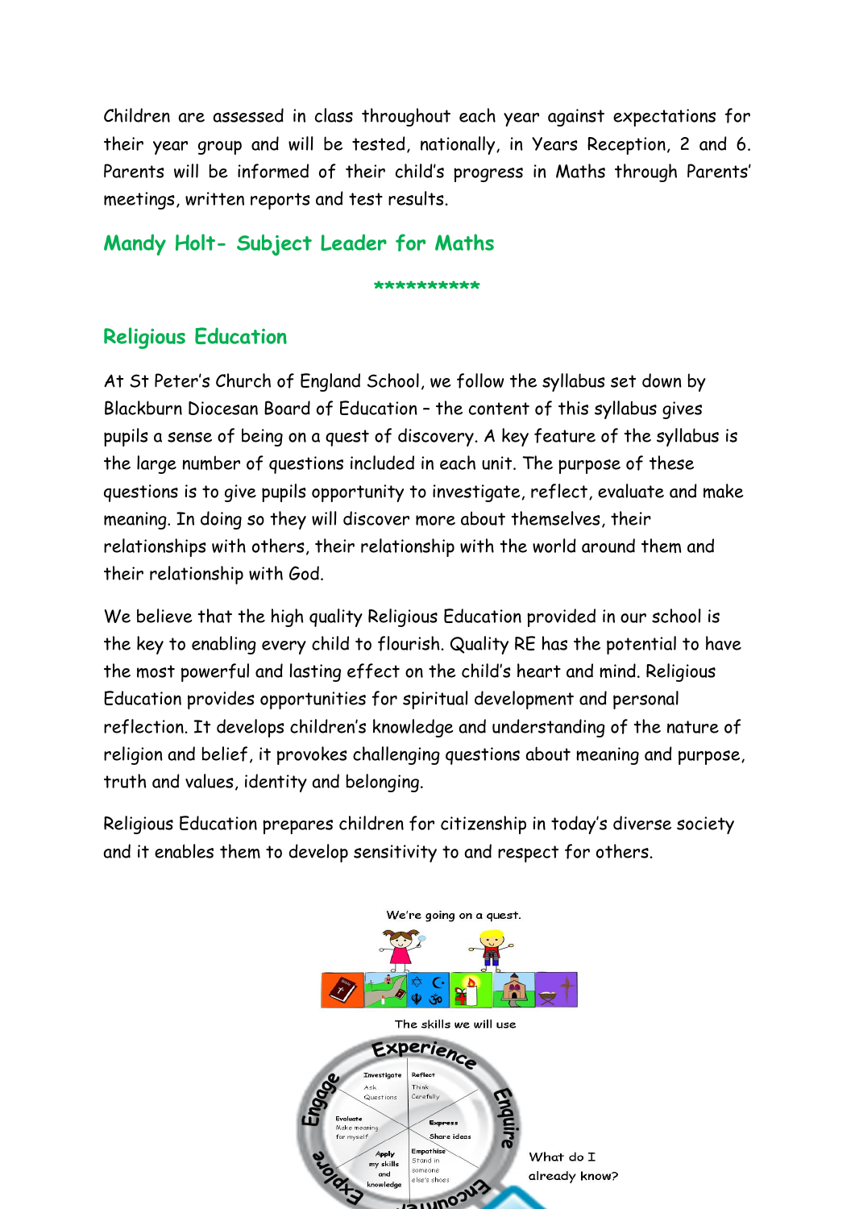Children are assessed in class throughout each year against expectations for their year group and will be tested, nationally, in Years Reception, 2 and 6. Parents will be informed of their child's progress in Maths through Parents' meetings, written reports and test results.

## Mandy Holt- Subject Leader for Maths

**********

## Religious Education

At St Peter's Church of England School, we follow the syllabus set down by Blackburn Diocesan Board of Education – the content of this syllabus gives pupils a sense of being on a quest of discovery. A key feature of the syllabus is the large number of questions included in each unit. The purpose of these questions is to give pupils opportunity to investigate, reflect, evaluate and make meaning. In doing so they will discover more about themselves, their relationships with others, their relationship with the world around them and their relationship with God.

We believe that the high quality Religious Education provided in our school is the key to enabling every child to flourish. Quality RE has the potential to have the most powerful and lasting effect on the child's heart and mind. Religious Education provides opportunities for spiritual development and personal reflection. It develops children's knowledge and understanding of the nature of religion and belief, it provokes challenging questions about meaning and purpose, truth and values, identity and belonging.

Religious Education prepares children for citizenship in today's diverse society and it enables them to develop sensitivity to and respect for others.

We're going on a quest.

The skills we will use

Experience

Engage

Enquire

Explore

Encounter

Investigate – Ask Questions

Reflect – Think Carefully

Evaluate – Make meaning for myself

Express – Share ideas

Apply my skills and knowledge

Empathise – Stand in someone else's shoes

What do I already know?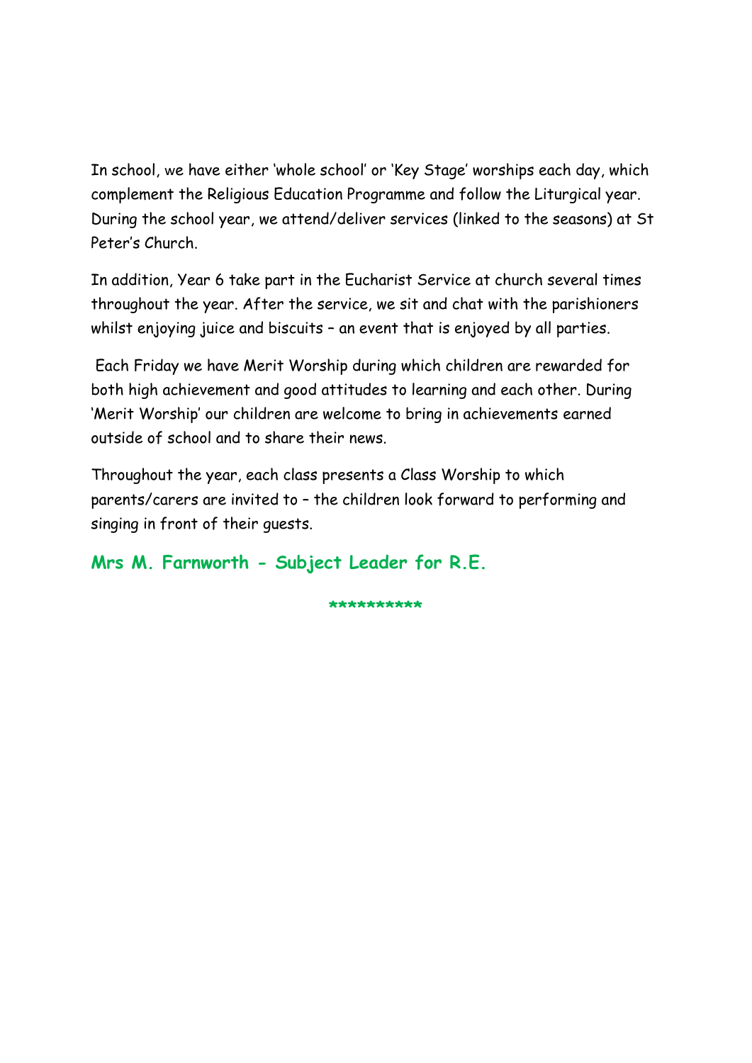In school, we have either 'whole school' or 'Key Stage' worships each day, which complement the Religious Education Programme and follow the Liturgical year. During the school year, we attend/deliver services (linked to the seasons) at St Peter's Church.

In addition, Year 6 take part in the Eucharist Service at church several times throughout the year. After the service, we sit and chat with the parishioners whilst enjoying juice and biscuits – an event that is enjoyed by all parties.

Each Friday we have Merit Worship during which children are rewarded for both high achievement and good attitudes to learning and each other. During 'Merit Worship' our children are welcome to bring in achievements earned outside of school and to share their news.

Throughout the year, each class presents a Class Worship to which parents/carers are invited to – the children look forward to performing and singing in front of their guests.

**Mrs M. Farnworth - Subject Leader for R.E.**

**********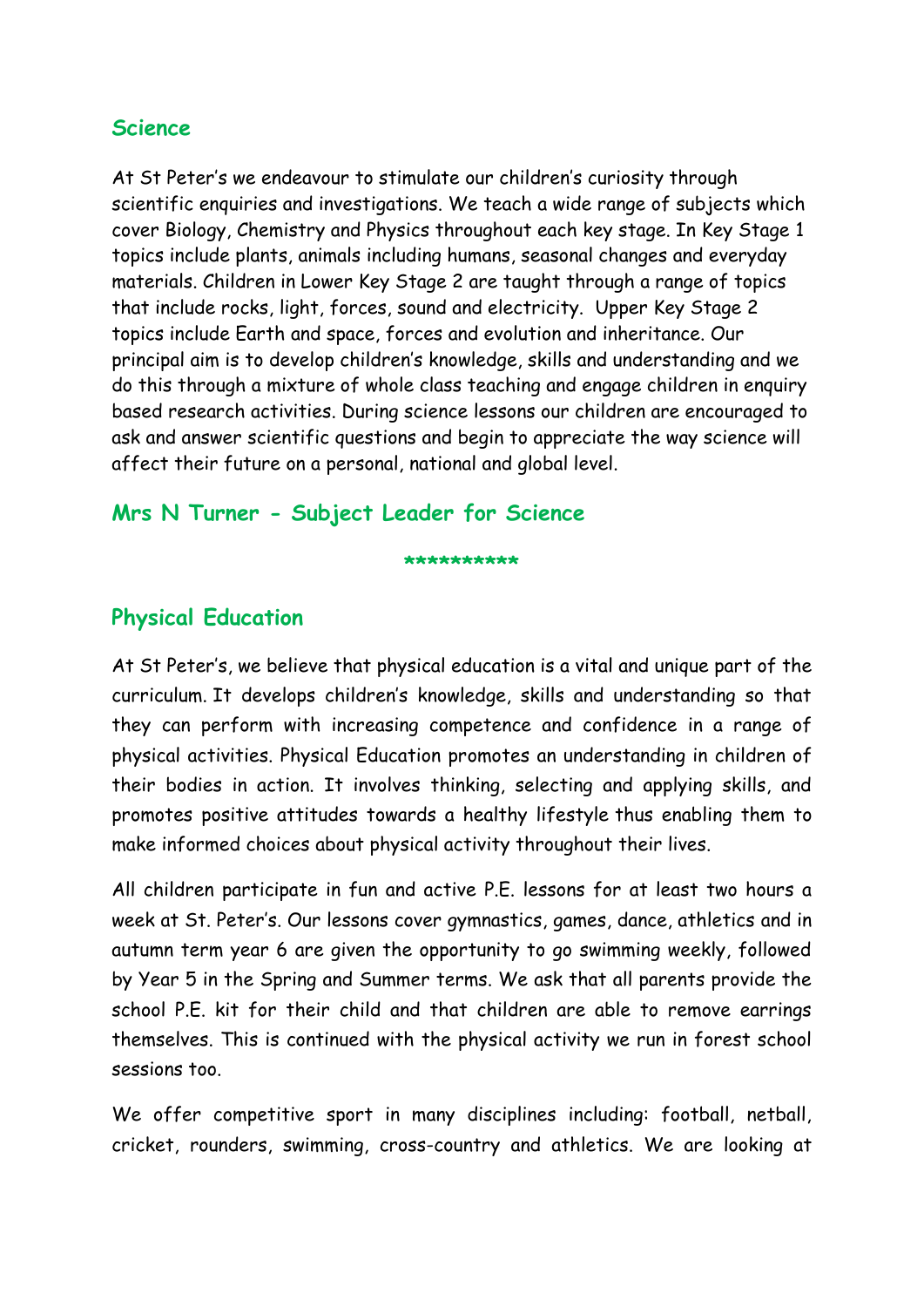## Science

At St Peter's we endeavour to stimulate our children's curiosity through scientific enquiries and investigations. We teach a wide range of subjects which cover Biology, Chemistry and Physics throughout each key stage. In Key Stage 1 topics include plants, animals including humans, seasonal changes and everyday materials. Children in Lower Key Stage 2 are taught through a range of topics that include rocks, light, forces, sound and electricity. Upper Key Stage 2 topics include Earth and space, forces and evolution and inheritance. Our principal aim is to develop children's knowledge, skills and understanding and we do this through a mixture of whole class teaching and engage children in enquiry based research activities. During science lessons our children are encouraged to ask and answer scientific questions and begin to appreciate the way science will affect their future on a personal, national and global level.

### Mrs N Turner - Subject Leader for Science

**********

## Physical Education

At St Peter's, we believe that physical education is a vital and unique part of the curriculum. It develops children's knowledge, skills and understanding so that they can perform with increasing competence and confidence in a range of physical activities. Physical Education promotes an understanding in children of their bodies in action. It involves thinking, selecting and applying skills, and promotes positive attitudes towards a healthy lifestyle thus enabling them to make informed choices about physical activity throughout their lives.

All children participate in fun and active P.E. lessons for at least two hours a week at St. Peter's. Our lessons cover gymnastics, games, dance, athletics and in autumn term year 6 are given the opportunity to go swimming weekly, followed by Year 5 in the Spring and Summer terms. We ask that all parents provide the school P.E. kit for their child and that children are able to remove earrings themselves. This is continued with the physical activity we run in forest school sessions too.

We offer competitive sport in many disciplines including: football, netball, cricket, rounders, swimming, cross-country and athletics. We are looking at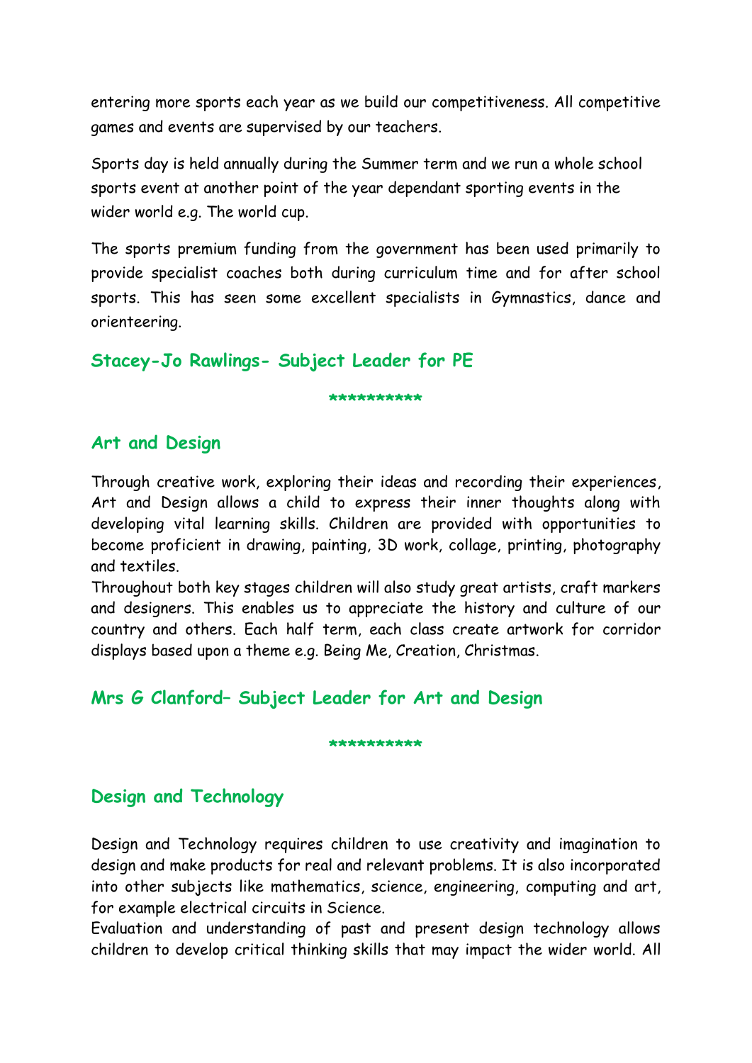entering more sports each year as we build our competitiveness. All competitive games and events are supervised by our teachers.

Sports day is held annually during the Summer term and we run a whole school sports event at another point of the year dependant sporting events in the wider world e.g. The world cup.

The sports premium funding from the government has been used primarily to provide specialist coaches both during curriculum time and for after school sports. This has seen some excellent specialists in Gymnastics, dance and orienteering.

### Stacey-Jo Rawlings- Subject Leader for PE

**********

## Art and Design

Through creative work, exploring their ideas and recording their experiences, Art and Design allows a child to express their inner thoughts along with developing vital learning skills. Children are provided with opportunities to become proficient in drawing, painting, 3D work, collage, printing, photography and textiles.

Throughout both key stages children will also study great artists, craft markers and designers. This enables us to appreciate the history and culture of our country and others. Each half term, each class create artwork for corridor displays based upon a theme e.g. Being Me, Creation, Christmas.

### Mrs G Clanford– Subject Leader for Art and Design

**********

## Design and Technology

Design and Technology requires children to use creativity and imagination to design and make products for real and relevant problems. It is also incorporated into other subjects like mathematics, science, engineering, computing and art, for example electrical circuits in Science.

Evaluation and understanding of past and present design technology allows children to develop critical thinking skills that may impact the wider world. All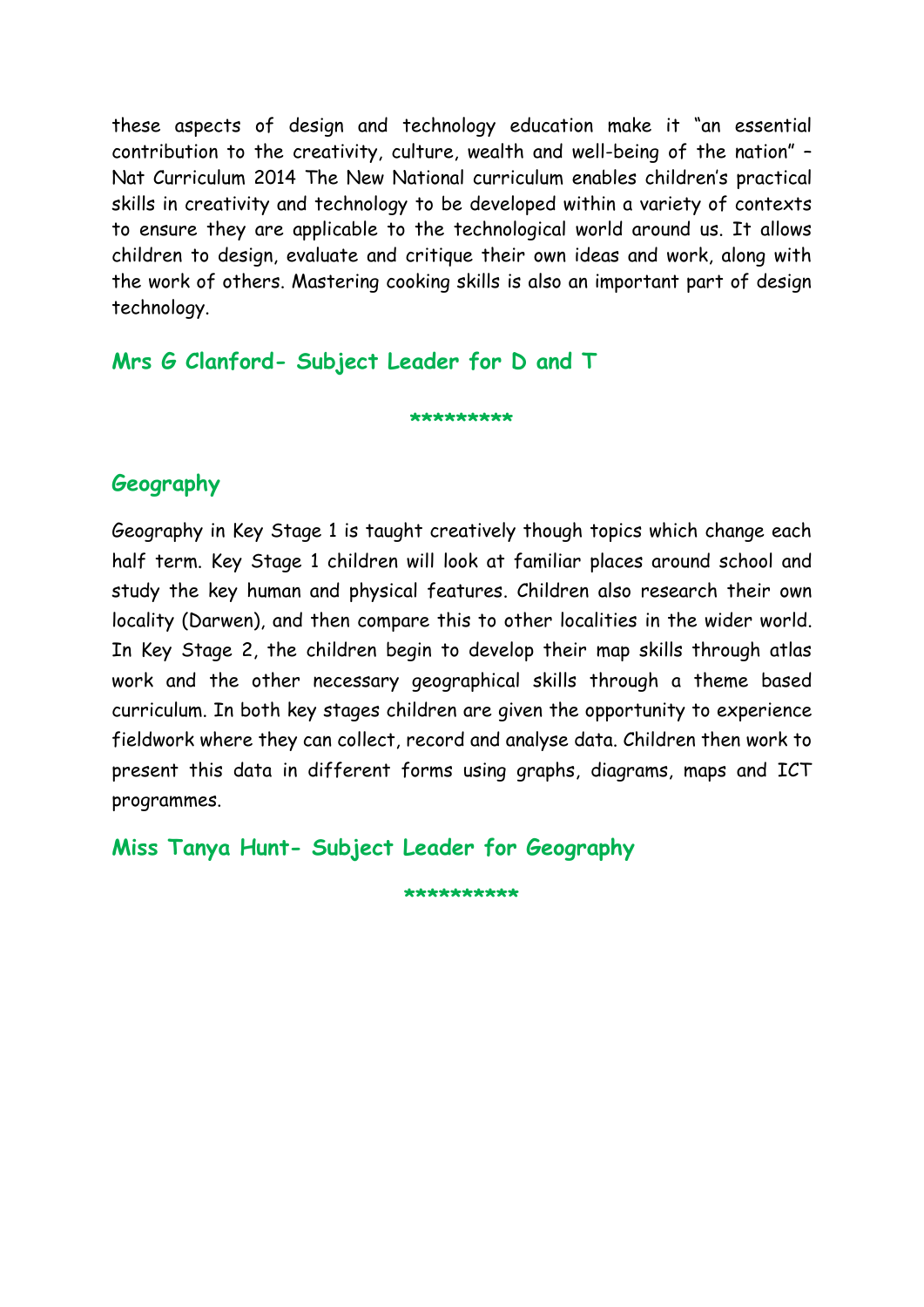these aspects of design and technology education make it "an essential contribution to the creativity, culture, wealth and well-being of the nation" – Nat Curriculum 2014 The New National curriculum enables children's practical skills in creativity and technology to be developed within a variety of contexts to ensure they are applicable to the technological world around us. It allows children to design, evaluate and critique their own ideas and work, along with the work of others. Mastering cooking skills is also an important part of design technology.

**Mrs G Clanford- Subject Leader for D and T**

*********

## Geography

Geography in Key Stage 1 is taught creatively though topics which change each half term. Key Stage 1 children will look at familiar places around school and study the key human and physical features. Children also research their own locality (Darwen), and then compare this to other localities in the wider world. In Key Stage 2, the children begin to develop their map skills through atlas work and the other necessary geographical skills through a theme based curriculum. In both key stages children are given the opportunity to experience fieldwork where they can collect, record and analyse data. Children then work to present this data in different forms using graphs, diagrams, maps and ICT programmes.

**Miss Tanya Hunt- Subject Leader for Geography**

**********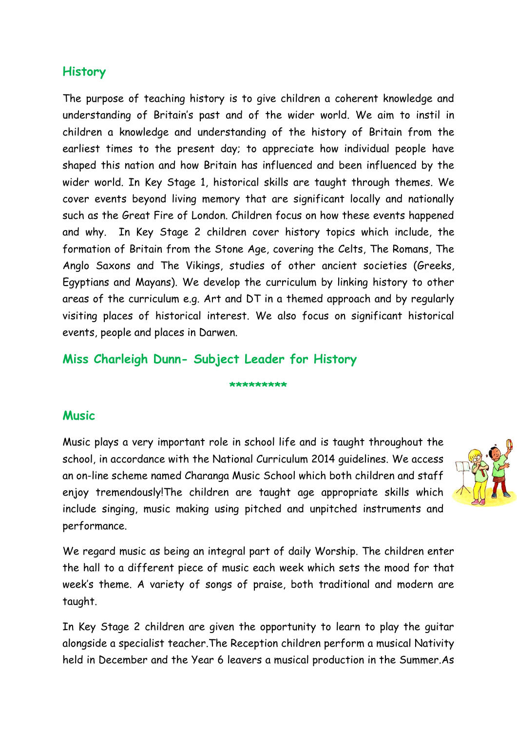## History

The purpose of teaching history is to give children a coherent knowledge and understanding of Britain's past and of the wider world. We aim to instil in children a knowledge and understanding of the history of Britain from the earliest times to the present day; to appreciate how individual people have shaped this nation and how Britain has influenced and been influenced by the wider world. In Key Stage 1, historical skills are taught through themes. We cover events beyond living memory that are significant locally and nationally such as the Great Fire of London. Children focus on how these events happened and why. In Key Stage 2 children cover history topics which include, the formation of Britain from the Stone Age, covering the Celts, The Romans, The Anglo Saxons and The Vikings, studies of other ancient societies (Greeks, Egyptians and Mayans). We develop the curriculum by linking history to other areas of the curriculum e.g. Art and DT in a themed approach and by regularly visiting places of historical interest. We also focus on significant historical events, people and places in Darwen.

## Miss Charleigh Dunn- Subject Leader for History

*********

## Music

Music plays a very important role in school life and is taught throughout the school, in accordance with the National Curriculum 2014 guidelines. We access an on-line scheme named Charanga Music School which both children and staff enjoy tremendously!The children are taught age appropriate skills which include singing, music making using pitched and unpitched instruments and performance.

We regard music as being an integral part of daily Worship. The children enter the hall to a different piece of music each week which sets the mood for that week's theme. A variety of songs of praise, both traditional and modern are taught.

In Key Stage 2 children are given the opportunity to learn to play the guitar alongside a specialist teacher.The Reception children perform a musical Nativity held in December and the Year 6 leavers a musical production in the Summer.As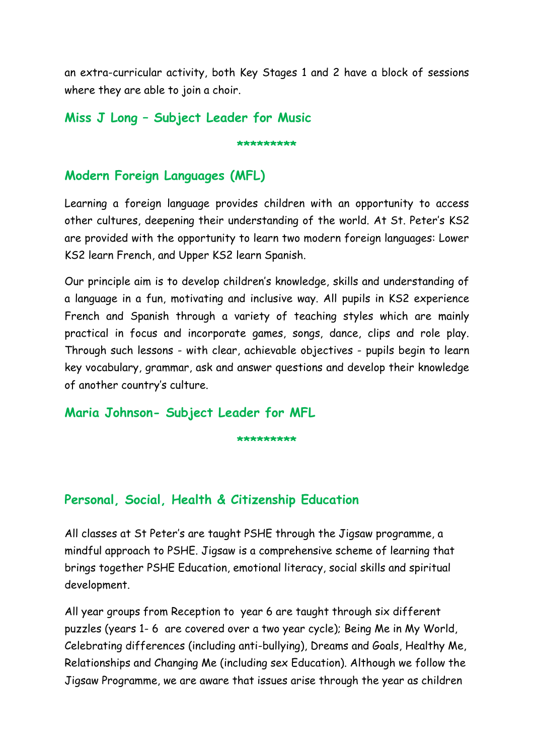an extra-curricular activity, both Key Stages 1 and 2 have a block of sessions where they are able to join a choir.

## Miss J Long – Subject Leader for Music

*********

## Modern Foreign Languages (MFL)

Learning a foreign language provides children with an opportunity to access other cultures, deepening their understanding of the world. At St. Peter's KS2 are provided with the opportunity to learn two modern foreign languages: Lower KS2 learn French, and Upper KS2 learn Spanish.

Our principle aim is to develop children's knowledge, skills and understanding of a language in a fun, motivating and inclusive way. All pupils in KS2 experience French and Spanish through a variety of teaching styles which are mainly practical in focus and incorporate games, songs, dance, clips and role play. Through such lessons - with clear, achievable objectives - pupils begin to learn key vocabulary, grammar, ask and answer questions and develop their knowledge of another country's culture.

## Maria Johnson- Subject Leader for MFL

*********

## Personal, Social, Health & Citizenship Education

All classes at St Peter's are taught PSHE through the Jigsaw programme, a mindful approach to PSHE. Jigsaw is a comprehensive scheme of learning that brings together PSHE Education, emotional literacy, social skills and spiritual development.

All year groups from Reception to year 6 are taught through six different puzzles (years 1- 6 are covered over a two year cycle); Being Me in My World, Celebrating differences (including anti-bullying), Dreams and Goals, Healthy Me, Relationships and Changing Me (including sex Education). Although we follow the Jigsaw Programme, we are aware that issues arise through the year as children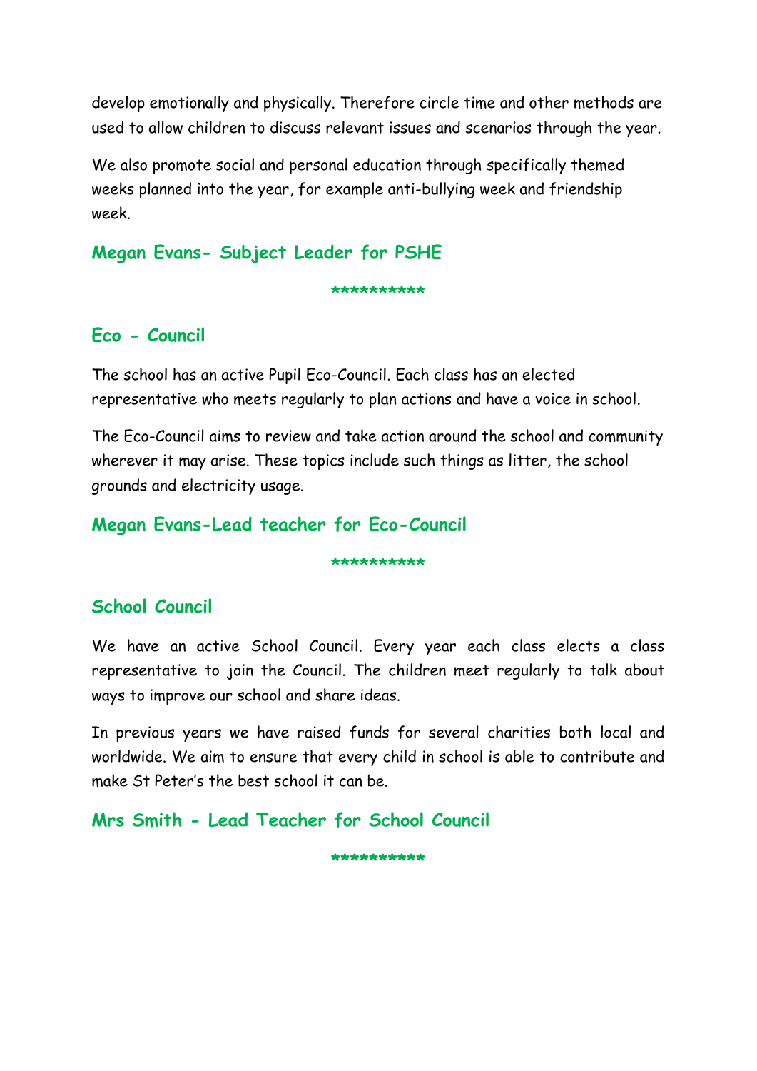develop emotionally and physically. Therefore circle time and other methods are used to allow children to discuss relevant issues and scenarios through the year.

We also promote social and personal education through specifically themed weeks planned into the year, for example anti-bullying week and friendship week.

## Megan Evans- Subject Leader for PSHE

**********

## Eco - Council

The school has an active Pupil Eco-Council. Each class has an elected representative who meets regularly to plan actions and have a voice in school.

The Eco-Council aims to review and take action around the school and community wherever it may arise. These topics include such things as litter, the school grounds and electricity usage.

## Megan Evans-Lead teacher for Eco-Council

**********

## School Council

We have an active School Council. Every year each class elects a class representative to join the Council. The children meet regularly to talk about ways to improve our school and share ideas.

In previous years we have raised funds for several charities both local and worldwide. We aim to ensure that every child in school is able to contribute and make St Peter's the best school it can be.

## Mrs Smith - Lead Teacher for School Council

**********